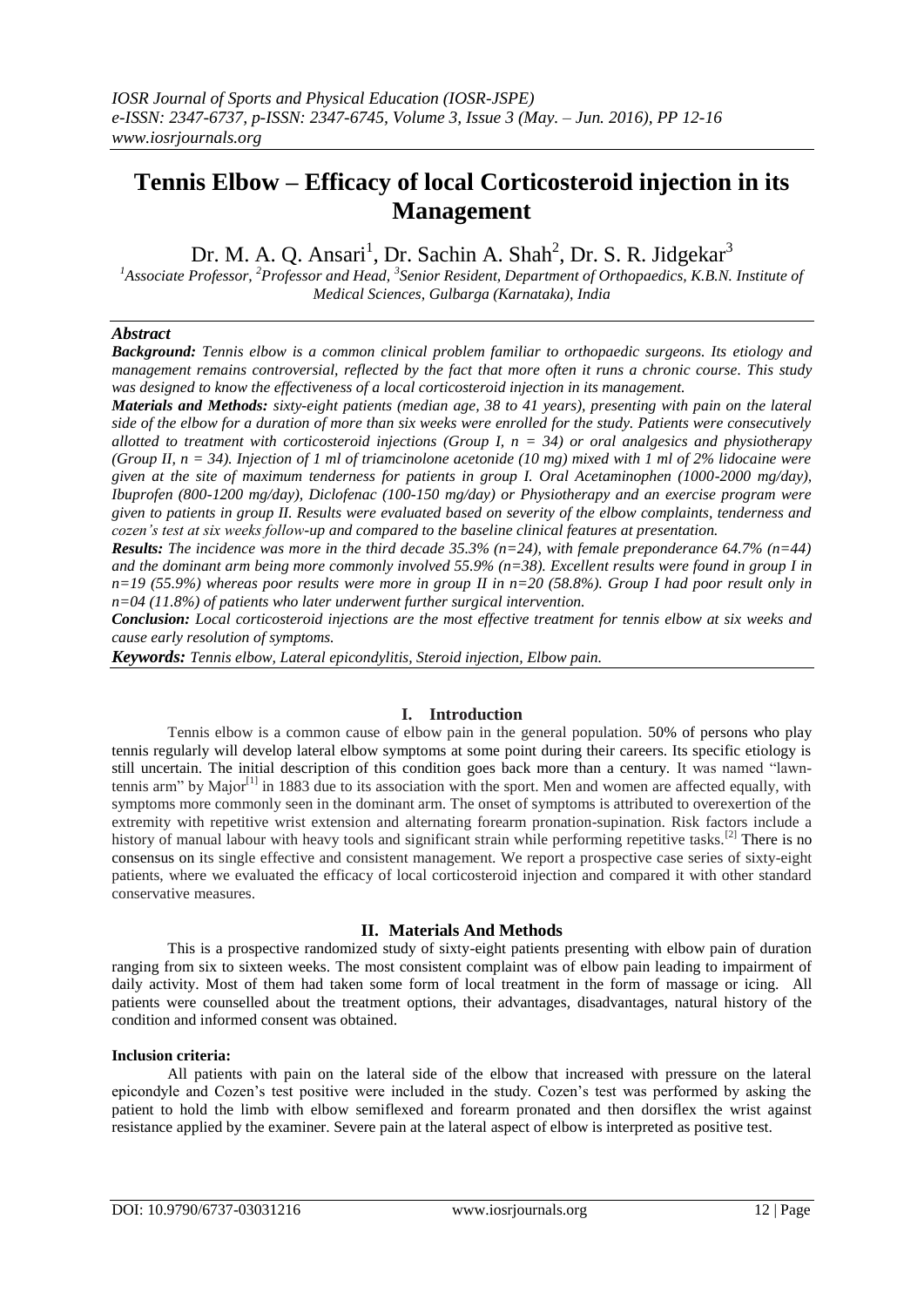# Tennis Elbow – Efficacy of local Corticosteroid injection in its Management

Dr. M. A. Q. Ansari[1], Dr. Sachin A. Shah[2], Dr. S. R. Jidgekar[3]

[1]Associate Professor, [2]Professor and Head, [3]Senior Resident, Department of Orthopaedics, K.B.N. Institute of Medical Sciences, Gulbarga (Karnataka), India

### *Abstract*

***Background:*** *Tennis elbow is a common clinical problem familiar to orthopaedic surgeons. Its etiology and management remains controversial, reflected by the fact that more often it runs a chronic course. This study was designed to know the effectiveness of a local corticosteroid injection in its management.*

***Materials and Methods:*** *sixty-eight patients (median age, 38 to 41 years), presenting with pain on the lateral side of the elbow for a duration of more than six weeks were enrolled for the study. Patients were consecutively allotted to treatment with corticosteroid injections (Group I, n = 34) or oral analgesics and physiotherapy (Group II, n = 34). Injection of 1 ml of triamcinolone acetonide (10 mg) mixed with 1 ml of 2% lidocaine were given at the site of maximum tenderness for patients in group I. Oral Acetaminophen (1000-2000 mg/day), Ibuprofen (800-1200 mg/day), Diclofenac (100-150 mg/day) or Physiotherapy and an exercise program were given to patients in group II. Results were evaluated based on severity of the elbow complaints, tenderness and cozen's test at six weeks follow-up and compared to the baseline clinical features at presentation.*

***Results:*** *The incidence was more in the third decade 35.3% (n=24), with female preponderance 64.7% (n=44) and the dominant arm being more commonly involved 55.9% (n=38). Excellent results were found in group I in n=19 (55.9%) whereas poor results were more in group II in n=20 (58.8%). Group I had poor result only in n=04 (11.8%) of patients who later underwent further surgical intervention.*

***Conclusion:*** *Local corticosteroid injections are the most effective treatment for tennis elbow at six weeks and cause early resolution of symptoms.*

***Keywords:*** *Tennis elbow, Lateral epicondylitis, Steroid injection, Elbow pain.*

## I. Introduction

Tennis elbow is a common cause of elbow pain in the general population. 50% of persons who play tennis regularly will develop lateral elbow symptoms at some point during their careers. Its specific etiology is still uncertain. The initial description of this condition goes back more than a century. It was named "lawn-tennis arm" by Major[1] in 1883 due to its association with the sport. Men and women are affected equally, with symptoms more commonly seen in the dominant arm. The onset of symptoms is attributed to overexertion of the extremity with repetitive wrist extension and alternating forearm pronation-supination. Risk factors include a history of manual labour with heavy tools and significant strain while performing repetitive tasks.[2] There is no consensus on its single effective and consistent management. We report a prospective case series of sixty-eight patients, where we evaluated the efficacy of local corticosteroid injection and compared it with other standard conservative measures.

## II. Materials And Methods

This is a prospective randomized study of sixty-eight patients presenting with elbow pain of duration ranging from six to sixteen weeks. The most consistent complaint was of elbow pain leading to impairment of daily activity. Most of them had taken some form of local treatment in the form of massage or icing. All patients were counselled about the treatment options, their advantages, disadvantages, natural history of the condition and informed consent was obtained.

### Inclusion criteria:

All patients with pain on the lateral side of the elbow that increased with pressure on the lateral epicondyle and Cozen's test positive were included in the study. Cozen's test was performed by asking the patient to hold the limb with elbow semiflexed and forearm pronated and then dorsiflex the wrist against resistance applied by the examiner. Severe pain at the lateral aspect of elbow is interpreted as positive test.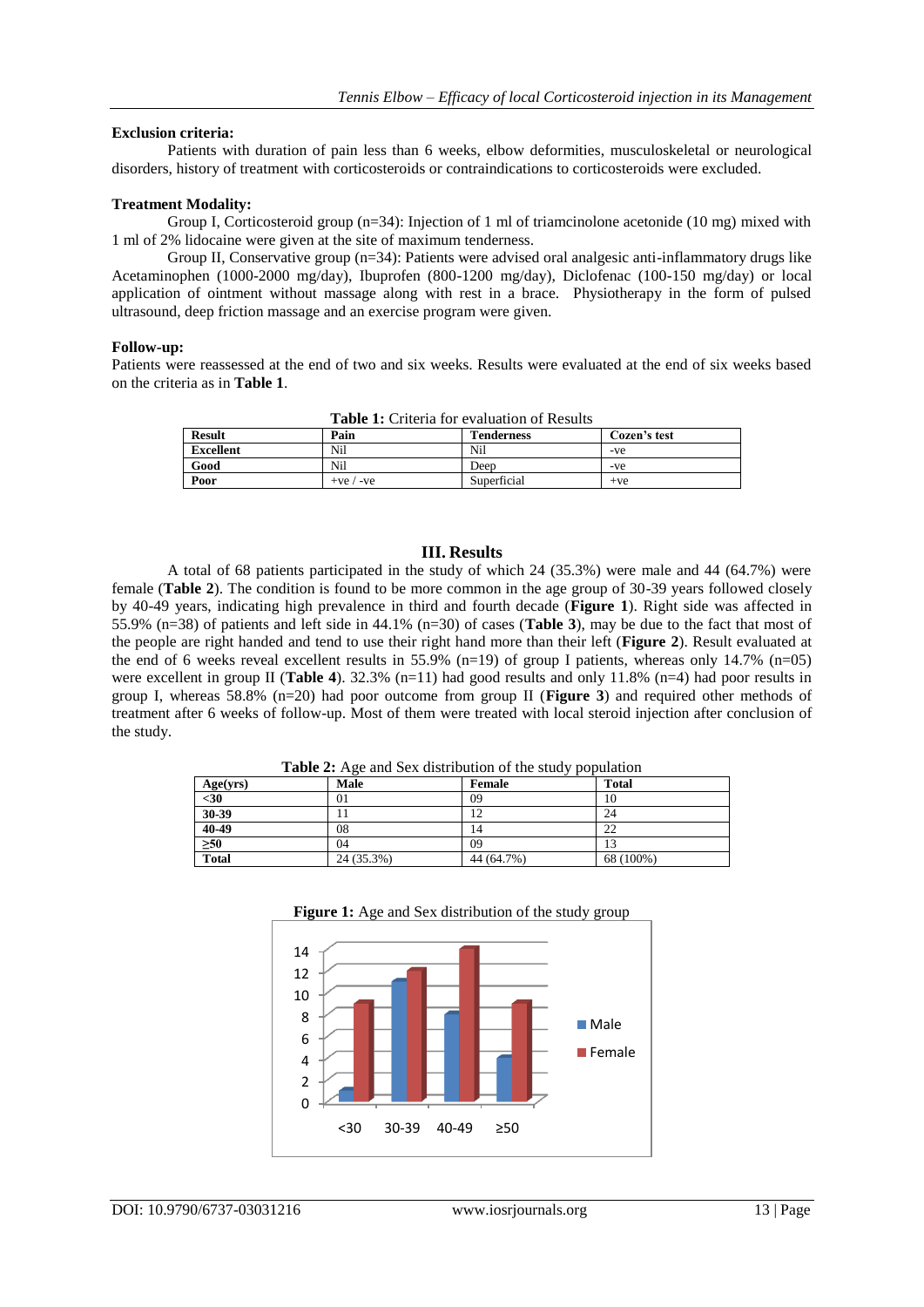**Exclusion criteria:**

Patients with duration of pain less than 6 weeks, elbow deformities, musculoskeletal or neurological disorders, history of treatment with corticosteroids or contraindications to corticosteroids were excluded.

**Treatment Modality:**

Group I, Corticosteroid group (n=34): Injection of 1 ml of triamcinolone acetonide (10 mg) mixed with 1 ml of 2% lidocaine were given at the site of maximum tenderness.

Group II, Conservative group (n=34): Patients were advised oral analgesic anti-inflammatory drugs like Acetaminophen (1000-2000 mg/day), Ibuprofen (800-1200 mg/day), Diclofenac (100-150 mg/day) or local application of ointment without massage along with rest in a brace. Physiotherapy in the form of pulsed ultrasound, deep friction massage and an exercise program were given.

**Follow-up:**

Patients were reassessed at the end of two and six weeks. Results were evaluated at the end of six weeks based on the criteria as in **Table 1**.

**Table 1:** Criteria for evaluation of Results

| Result | Pain | Tenderness | Cozen's test |
|---|---|---|---|
| **Excellent** | Nil | Nil | -ve |
| **Good** | Nil | Deep | -ve |
| **Poor** | +ve / -ve | Superficial | +ve |

## III. Results

A total of 68 patients participated in the study of which 24 (35.3%) were male and 44 (64.7%) were female (**Table 2**). The condition is found to be more common in the age group of 30-39 years followed closely by 40-49 years, indicating high prevalence in third and fourth decade (**Figure 1**). Right side was affected in 55.9% (n=38) of patients and left side in 44.1% (n=30) of cases (**Table 3**), may be due to the fact that most of the people are right handed and tend to use their right hand more than their left (**Figure 2**). Result evaluated at the end of 6 weeks reveal excellent results in 55.9% (n=19) of group I patients, whereas only 14.7% (n=05) were excellent in group II (**Table 4**). 32.3% (n=11) had good results and only 11.8% (n=4) had poor results in group I, whereas 58.8% (n=20) had poor outcome from group II (**Figure 3**) and required other methods of treatment after 6 weeks of follow-up. Most of them were treated with local steroid injection after conclusion of the study.

**Table 2:** Age and Sex distribution of the study population

| Age(yrs) | Male | Female | Total |
|---|---|---|---|
| **<30** | 01 | 09 | 10 |
| **30-39** | 11 | 12 | 24 |
| **40-49** | 08 | 14 | 22 |
| **≥50** | 04 | 09 | 13 |
| **Total** | 24 (35.3%) | 44 (64.7%) | 68 (100%) |

**Figure 1:** Age and Sex distribution of the study group

14
12
10
8
6
4
2
0
<30 30-39 40-49 ≥50
Male
Female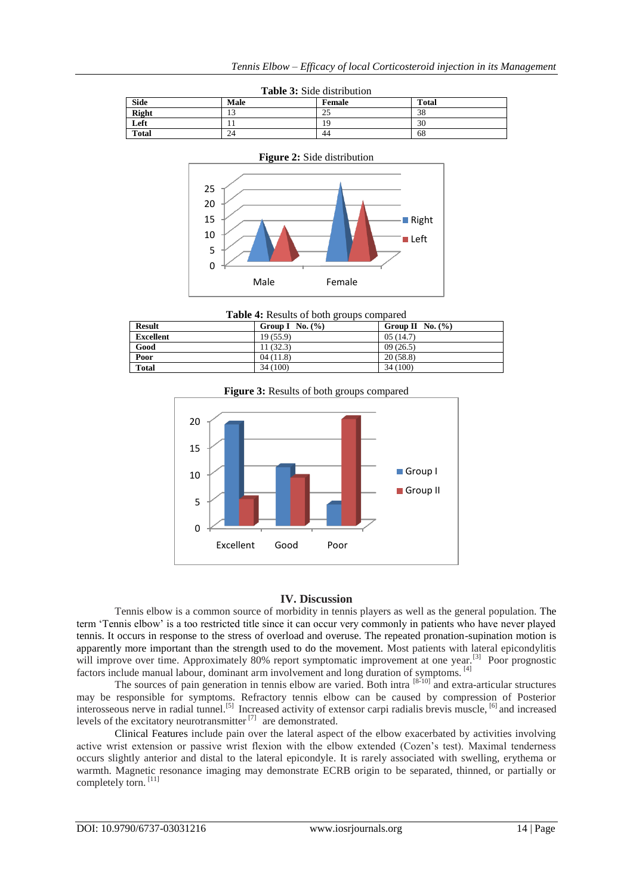**Table 3:** Side distribution

| Side | Male | Female | Total |
|---|---|---|---|
| **Right** | 13 | 25 | 38 |
| **Left** | 11 | 19 | 30 |
| **Total** | 24 | 44 | 68 |

**Figure 2:** Side distribution

25
20
15
10
5
0

Male
Female

Right
Left

**Table 4:** Results of both groups compared

| Result | Group I No. (%) | Group II No. (%) |
|---|---|---|
| **Excellent** | 19 (55.9) | 05 (14.7) |
| **Good** | 11 (32.3) | 09 (26.5) |
| **Poor** | 04 (11.8) | 20 (58.8) |
| **Total** | 34 (100) | 34 (100) |

**Figure 3:** Results of both groups compared

20
15
10
5
0

Excellent
Good
Poor

Group I
Group II

## IV. Discussion

Tennis elbow is a common source of morbidity in tennis players as well as the general population. The term 'Tennis elbow' is a too restricted title since it can occur very commonly in patients who have never played tennis. It occurs in response to the stress of overload and overuse. The repeated pronation-supination motion is apparently more important than the strength used to do the movement. Most patients with lateral epicondylitis will improve over time. Approximately 80% report symptomatic improvement at one year.[3] Poor prognostic factors include manual labour, dominant arm involvement and long duration of symptoms. [4]

The sources of pain generation in tennis elbow are varied. Both intra [8-10] and extra-articular structures may be responsible for symptoms. Refractory tennis elbow can be caused by compression of Posterior interosseous nerve in radial tunnel.[5] Increased activity of extensor carpi radialis brevis muscle, [6] and increased levels of the excitatory neurotransmitter [7] are demonstrated.

Clinical Features include pain over the lateral aspect of the elbow exacerbated by activities involving active wrist extension or passive wrist flexion with the elbow extended (Cozen's test). Maximal tenderness occurs slightly anterior and distal to the lateral epicondyle. It is rarely associated with swelling, erythema or warmth. Magnetic resonance imaging may demonstrate ECRB origin to be separated, thinned, or partially or completely torn. [11]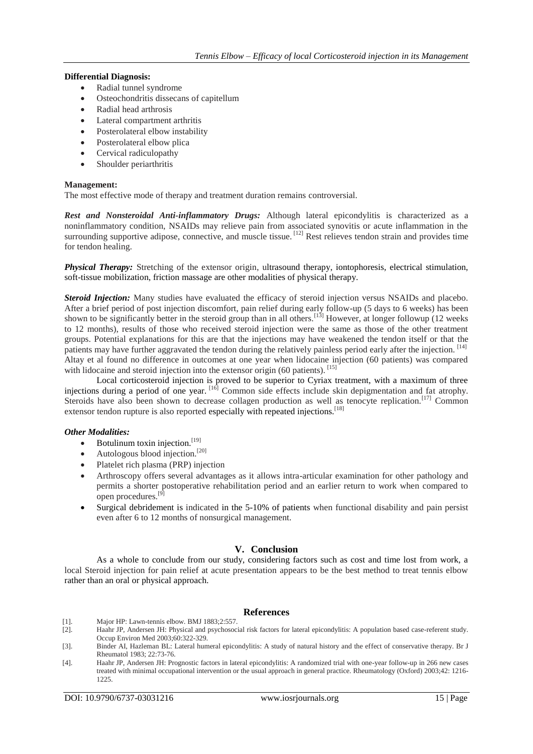**Differential Diagnosis:**

- Radial tunnel syndrome
- Osteochondritis dissecans of capitellum
- Radial head arthrosis
- Lateral compartment arthritis
- Posterolateral elbow instability
- Posterolateral elbow plica
- Cervical radiculopathy
- Shoulder periarthritis

**Management:**

The most effective mode of therapy and treatment duration remains controversial.

***Rest and Nonsteroidal Anti-inflammatory Drugs:*** Although lateral epicondylitis is characterized as a noninflammatory condition, NSAIDs may relieve pain from associated synovitis or acute inflammation in the surrounding supportive adipose, connective, and muscle tissue. [12] Rest relieves tendon strain and provides time for tendon healing.

***Physical Therapy:*** Stretching of the extensor origin, ultrasound therapy, iontophoresis, electrical stimulation, soft-tissue mobilization, friction massage are other modalities of physical therapy.

***Steroid Injection:*** Many studies have evaluated the efficacy of steroid injection versus NSAIDs and placebo. After a brief period of post injection discomfort, pain relief during early follow-up (5 days to 6 weeks) has been shown to be significantly better in the steroid group than in all others.[13] However, at longer followup (12 weeks to 12 months), results of those who received steroid injection were the same as those of the other treatment groups. Potential explanations for this are that the injections may have weakened the tendon itself or that the patients may have further aggravated the tendon during the relatively painless period early after the injection. [14] Altay et al found no difference in outcomes at one year when lidocaine injection (60 patients) was compared with lidocaine and steroid injection into the extensor origin (60 patients). [15]

Local corticosteroid injection is proved to be superior to Cyriax treatment, with a maximum of three injections during a period of one year. [16] Common side effects include skin depigmentation and fat atrophy. Steroids have also been shown to decrease collagen production as well as tenocyte replication.[17] Common extensor tendon rupture is also reported especially with repeated injections.[18]

***Other Modalities:***

- Botulinum toxin injection.[19]
- Autologous blood injection.[20]
- Platelet rich plasma (PRP) injection
- Arthroscopy offers several advantages as it allows intra-articular examination for other pathology and permits a shorter postoperative rehabilitation period and an earlier return to work when compared to open procedures.[9]
- Surgical debridement is indicated in the 5-10% of patients when functional disability and pain persist even after 6 to 12 months of nonsurgical management.

## V. Conclusion

As a whole to conclude from our study, considering factors such as cost and time lost from work, a local Steroid injection for pain relief at acute presentation appears to be the best method to treat tennis elbow rather than an oral or physical approach.

## References

[1]. Major HP: Lawn-tennis elbow. BMJ 1883;2:557.

[2]. Haahr JP, Andersen JH: Physical and psychosocial risk factors for lateral epicondylitis: A population based case-referent study. Occup Environ Med 2003;60:322-329.

[3]. Binder AI, Hazleman BL: Lateral humeral epicondylitis: A study of natural history and the effect of conservative therapy. Br J Rheumatol 1983; 22:73-76.

[4]. Haahr JP, Andersen JH: Prognostic factors in lateral epicondylitis: A randomized trial with one-year follow-up in 266 new cases treated with minimal occupational intervention or the usual approach in general practice. Rheumatology (Oxford) 2003;42: 1216-1225.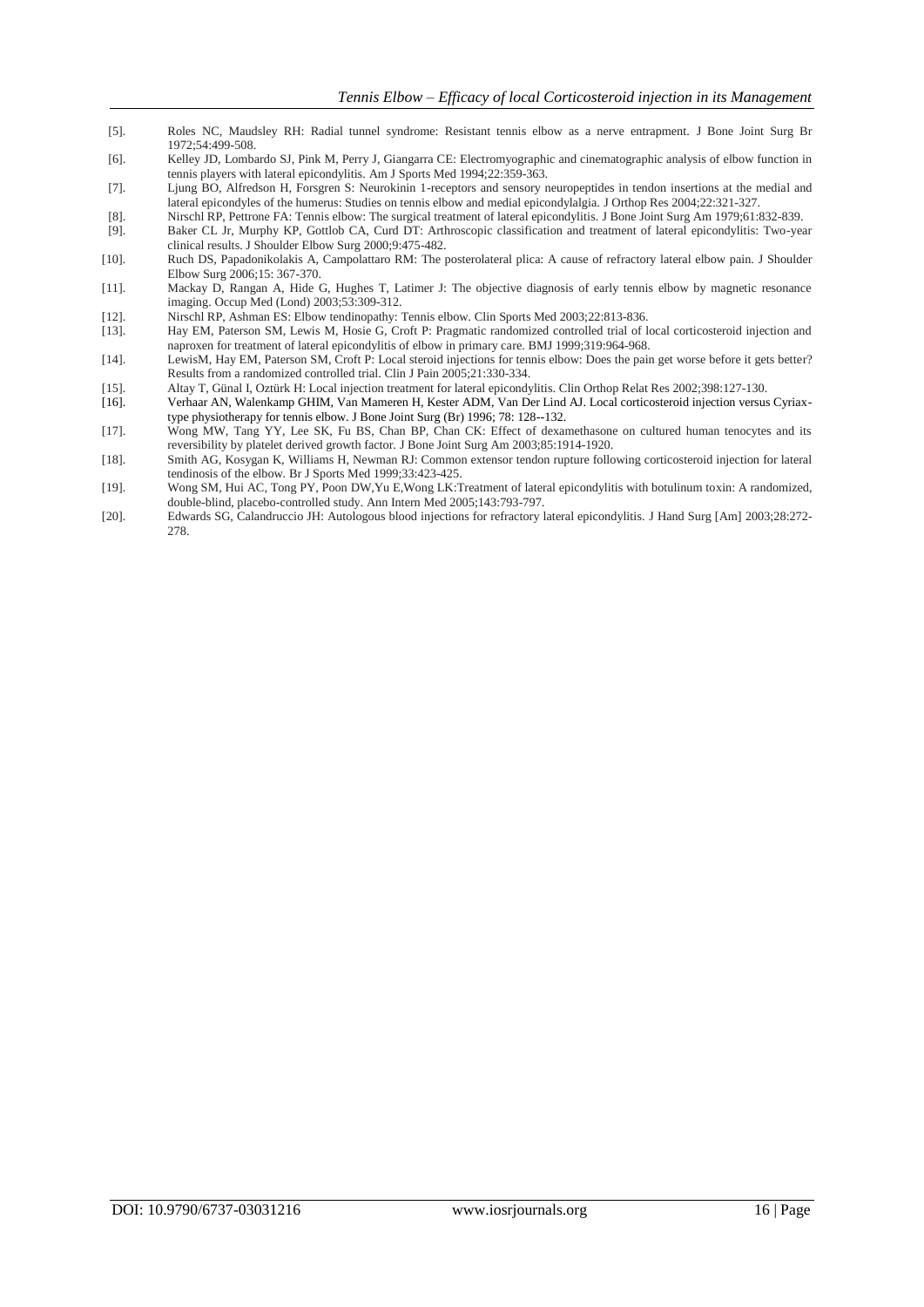[5]. Roles NC, Maudsley RH: Radial tunnel syndrome: Resistant tennis elbow as a nerve entrapment. J Bone Joint Surg Br 1972;54:499-508.

[6]. Kelley JD, Lombardo SJ, Pink M, Perry J, Giangarra CE: Electromyographic and cinematographic analysis of elbow function in tennis players with lateral epicondylitis. Am J Sports Med 1994;22:359-363.

[7]. Ljung BO, Alfredson H, Forsgren S: Neurokinin 1-receptors and sensory neuropeptides in tendon insertions at the medial and lateral epicondyles of the humerus: Studies on tennis elbow and medial epicondylalgia. J Orthop Res 2004;22:321-327.

[8]. Nirschl RP, Pettrone FA: Tennis elbow: The surgical treatment of lateral epicondylitis. J Bone Joint Surg Am 1979;61:832-839.

[9]. Baker CL Jr, Murphy KP, Gottlob CA, Curd DT: Arthroscopic classification and treatment of lateral epicondylitis: Two-year clinical results. J Shoulder Elbow Surg 2000;9:475-482.

[10]. Ruch DS, Papadonikolakis A, Campolattaro RM: The posterolateral plica: A cause of refractory lateral elbow pain. J Shoulder Elbow Surg 2006;15: 367-370.

[11]. Mackay D, Rangan A, Hide G, Hughes T, Latimer J: The objective diagnosis of early tennis elbow by magnetic resonance imaging. Occup Med (Lond) 2003;53:309-312.

[12]. Nirschl RP, Ashman ES: Elbow tendinopathy: Tennis elbow. Clin Sports Med 2003;22:813-836.

[13]. Hay EM, Paterson SM, Lewis M, Hosie G, Croft P: Pragmatic randomized controlled trial of local corticosteroid injection and naproxen for treatment of lateral epicondylitis of elbow in primary care. BMJ 1999;319:964-968.

[14]. LewisM, Hay EM, Paterson SM, Croft P: Local steroid injections for tennis elbow: Does the pain get worse before it gets better? Results from a randomized controlled trial. Clin J Pain 2005;21:330-334.

[15]. Altay T, Günal I, Oztürk H: Local injection treatment for lateral epicondylitis. Clin Orthop Relat Res 2002;398:127-130.

[16]. Verhaar AN, Walenkamp GHIM, Van Mameren H, Kester ADM, Van Der Lind AJ. Local corticosteroid injection versus Cyriax-type physiotherapy for tennis elbow. J Bone Joint Surg (Br) 1996; 78: 128--132.

[17]. Wong MW, Tang YY, Lee SK, Fu BS, Chan BP, Chan CK: Effect of dexamethasone on cultured human tenocytes and its reversibility by platelet derived growth factor. J Bone Joint Surg Am 2003;85:1914-1920.

[18]. Smith AG, Kosygan K, Williams H, Newman RJ: Common extensor tendon rupture following corticosteroid injection for lateral tendinosis of the elbow. Br J Sports Med 1999;33:423-425.

[19]. Wong SM, Hui AC, Tong PY, Poon DW,Yu E,Wong LK:Treatment of lateral epicondylitis with botulinum toxin: A randomized, double-blind, placebo-controlled study. Ann Intern Med 2005;143:793-797.

[20]. Edwards SG, Calandruccio JH: Autologous blood injections for refractory lateral epicondylitis. J Hand Surg [Am] 2003;28:272-278.